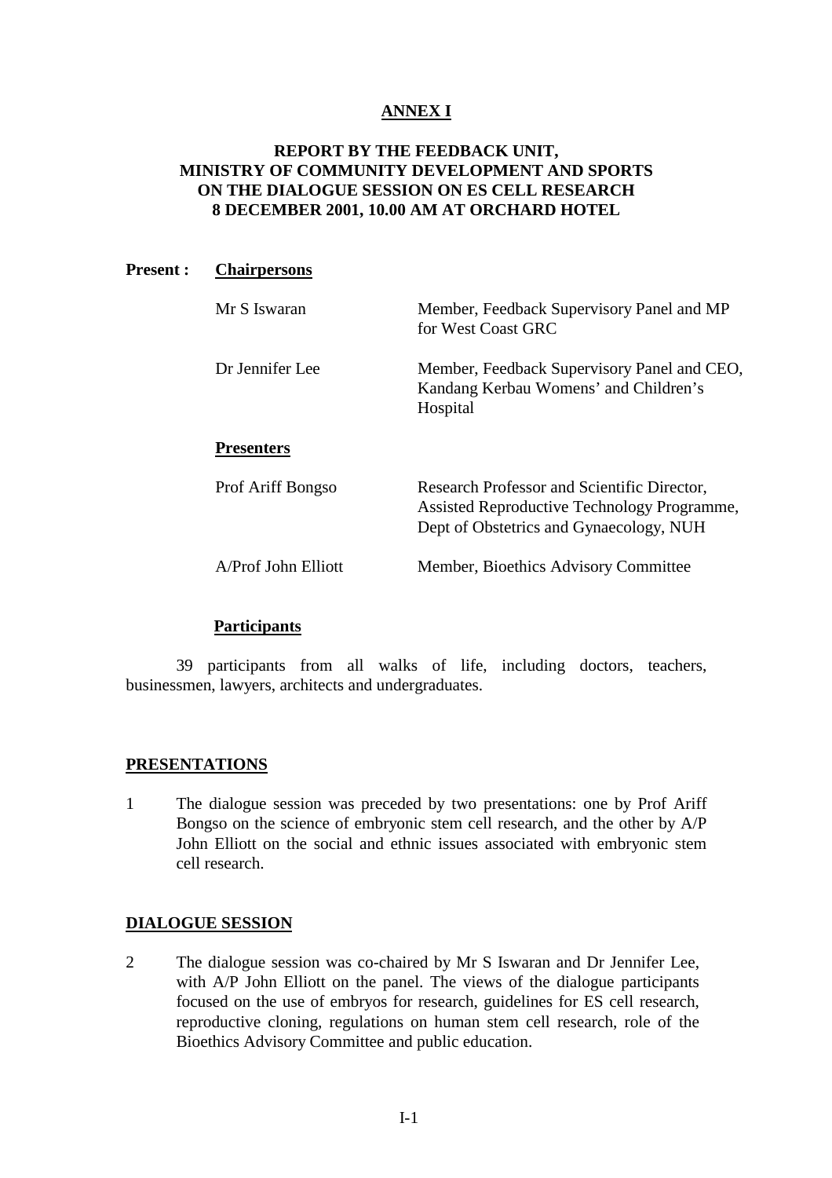# ANNEX I

## REPORT BY THE FEEDBACK UNIT, MINISTRY OF COMMUNITY DEVELOPMENT AND SPORTS ON THE DIALOGUE SESSION ON ES CELL RESEARCH 8 DECEMBER 2001, 10.00 AM AT ORCHARD HOTEL

**Present :** **Chairpersons**

| | |
|---|---|
| Mr S Iswaran | Member, Feedback Supervisory Panel and MP for West Coast GRC |
| Dr Jennifer Lee | Member, Feedback Supervisory Panel and CEO, Kandang Kerbau Womens' and Children's Hospital |

**Presenters**

| | |
|---|---|
| Prof Ariff Bongso | Research Professor and Scientific Director, Assisted Reproductive Technology Programme, Dept of Obstetrics and Gynaecology, NUH |
| A/Prof John Elliott | Member, Bioethics Advisory Committee |

**Participants**

39 participants from all walks of life, including doctors, teachers, businessmen, lawyers, architects and undergraduates.

## PRESENTATIONS

1 The dialogue session was preceded by two presentations: one by Prof Ariff Bongso on the science of embryonic stem cell research, and the other by A/P John Elliott on the social and ethnic issues associated with embryonic stem cell research.

## DIALOGUE SESSION

2 The dialogue session was co-chaired by Mr S Iswaran and Dr Jennifer Lee, with A/P John Elliott on the panel. The views of the dialogue participants focused on the use of embryos for research, guidelines for ES cell research, reproductive cloning, regulations on human stem cell research, role of the Bioethics Advisory Committee and public education.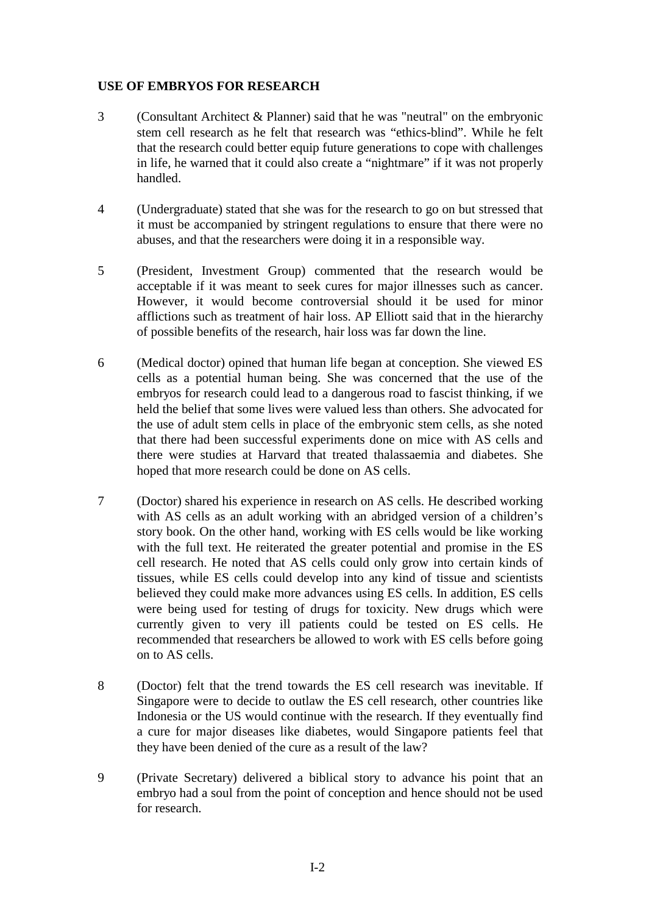**USE OF EMBRYOS FOR RESEARCH**

3 (Consultant Architect & Planner) said that he was "neutral" on the embryonic stem cell research as he felt that research was "ethics-blind". While he felt that the research could better equip future generations to cope with challenges in life, he warned that it could also create a "nightmare" if it was not properly handled.

4 (Undergraduate) stated that she was for the research to go on but stressed that it must be accompanied by stringent regulations to ensure that there were no abuses, and that the researchers were doing it in a responsible way.

5 (President, Investment Group) commented that the research would be acceptable if it was meant to seek cures for major illnesses such as cancer. However, it would become controversial should it be used for minor afflictions such as treatment of hair loss. AP Elliott said that in the hierarchy of possible benefits of the research, hair loss was far down the line.

6 (Medical doctor) opined that human life began at conception. She viewed ES cells as a potential human being. She was concerned that the use of the embryos for research could lead to a dangerous road to fascist thinking, if we held the belief that some lives were valued less than others. She advocated for the use of adult stem cells in place of the embryonic stem cells, as she noted that there had been successful experiments done on mice with AS cells and there were studies at Harvard that treated thalassaemia and diabetes. She hoped that more research could be done on AS cells.

7 (Doctor) shared his experience in research on AS cells. He described working with AS cells as an adult working with an abridged version of a children's story book. On the other hand, working with ES cells would be like working with the full text. He reiterated the greater potential and promise in the ES cell research. He noted that AS cells could only grow into certain kinds of tissues, while ES cells could develop into any kind of tissue and scientists believed they could make more advances using ES cells. In addition, ES cells were being used for testing of drugs for toxicity. New drugs which were currently given to very ill patients could be tested on ES cells. He recommended that researchers be allowed to work with ES cells before going on to AS cells.

8 (Doctor) felt that the trend towards the ES cell research was inevitable. If Singapore were to decide to outlaw the ES cell research, other countries like Indonesia or the US would continue with the research. If they eventually find a cure for major diseases like diabetes, would Singapore patients feel that they have been denied of the cure as a result of the law?

9 (Private Secretary) delivered a biblical story to advance his point that an embryo had a soul from the point of conception and hence should not be used for research.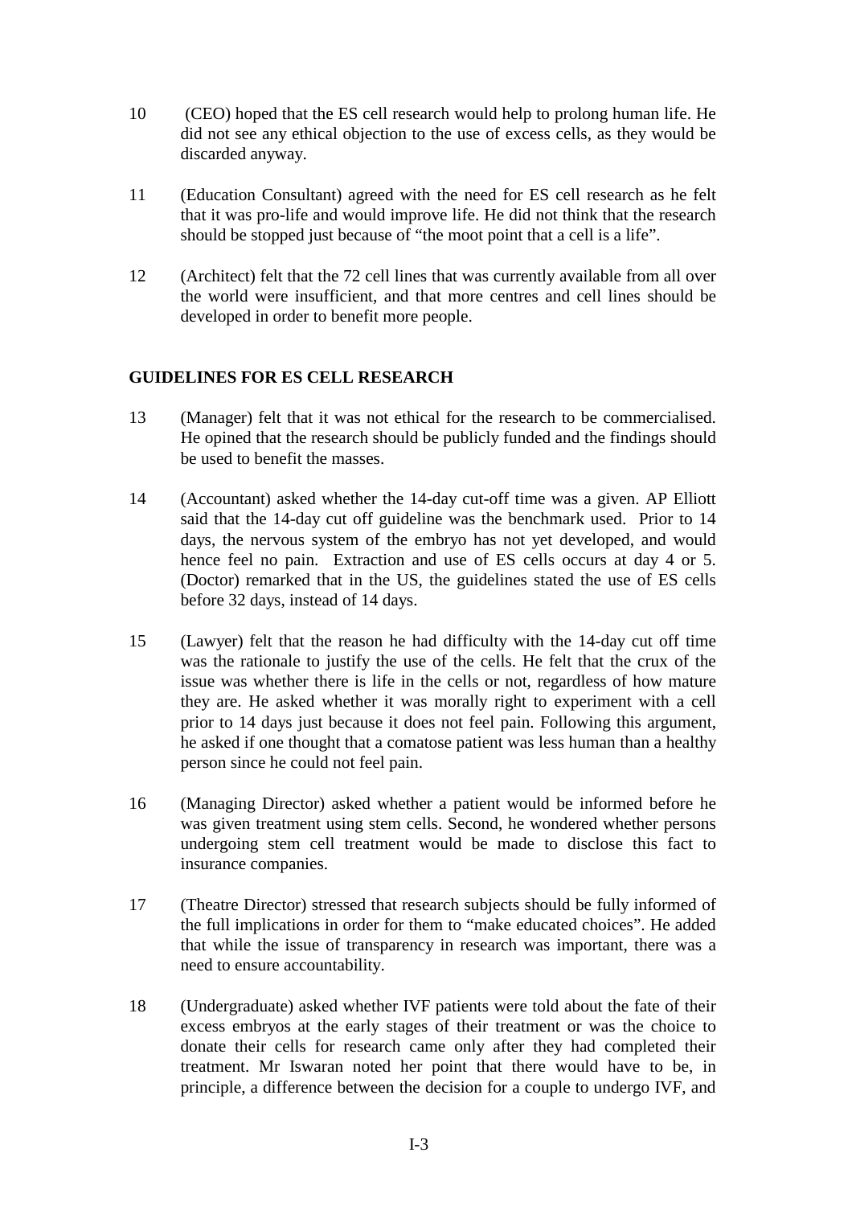10 (CEO) hoped that the ES cell research would help to prolong human life. He did not see any ethical objection to the use of excess cells, as they would be discarded anyway.

11 (Education Consultant) agreed with the need for ES cell research as he felt that it was pro-life and would improve life. He did not think that the research should be stopped just because of "the moot point that a cell is a life".

12 (Architect) felt that the 72 cell lines that was currently available from all over the world were insufficient, and that more centres and cell lines should be developed in order to benefit more people.

## GUIDELINES FOR ES CELL RESEARCH

13 (Manager) felt that it was not ethical for the research to be commercialised. He opined that the research should be publicly funded and the findings should be used to benefit the masses.

14 (Accountant) asked whether the 14-day cut-off time was a given. AP Elliott said that the 14-day cut off guideline was the benchmark used. Prior to 14 days, the nervous system of the embryo has not yet developed, and would hence feel no pain. Extraction and use of ES cells occurs at day 4 or 5. (Doctor) remarked that in the US, the guidelines stated the use of ES cells before 32 days, instead of 14 days.

15 (Lawyer) felt that the reason he had difficulty with the 14-day cut off time was the rationale to justify the use of the cells. He felt that the crux of the issue was whether there is life in the cells or not, regardless of how mature they are. He asked whether it was morally right to experiment with a cell prior to 14 days just because it does not feel pain. Following this argument, he asked if one thought that a comatose patient was less human than a healthy person since he could not feel pain.

16 (Managing Director) asked whether a patient would be informed before he was given treatment using stem cells. Second, he wondered whether persons undergoing stem cell treatment would be made to disclose this fact to insurance companies.

17 (Theatre Director) stressed that research subjects should be fully informed of the full implications in order for them to "make educated choices". He added that while the issue of transparency in research was important, there was a need to ensure accountability.

18 (Undergraduate) asked whether IVF patients were told about the fate of their excess embryos at the early stages of their treatment or was the choice to donate their cells for research came only after they had completed their treatment. Mr Iswaran noted her point that there would have to be, in principle, a difference between the decision for a couple to undergo IVF, and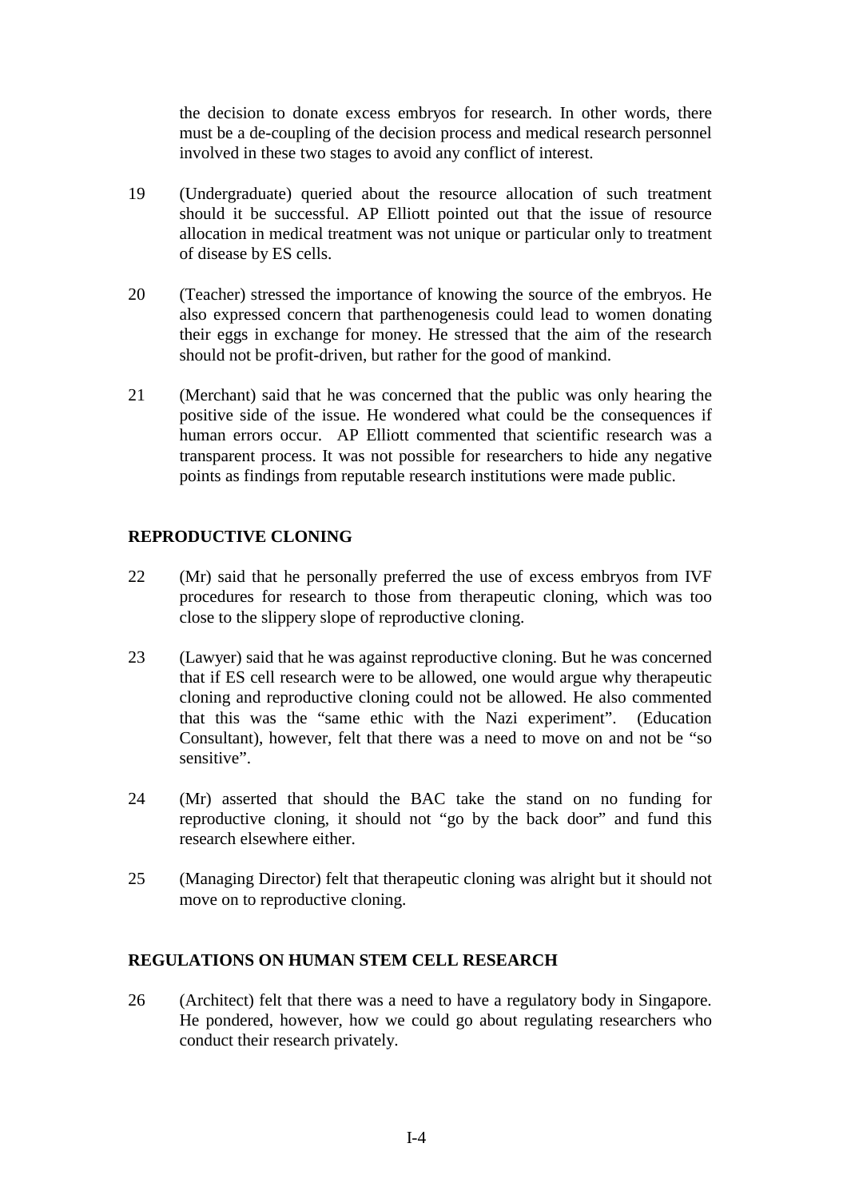the decision to donate excess embryos for research. In other words, there must be a de-coupling of the decision process and medical research personnel involved in these two stages to avoid any conflict of interest.

19 (Undergraduate) queried about the resource allocation of such treatment should it be successful. AP Elliott pointed out that the issue of resource allocation in medical treatment was not unique or particular only to treatment of disease by ES cells.

20 (Teacher) stressed the importance of knowing the source of the embryos. He also expressed concern that parthenogenesis could lead to women donating their eggs in exchange for money. He stressed that the aim of the research should not be profit-driven, but rather for the good of mankind.

21 (Merchant) said that he was concerned that the public was only hearing the positive side of the issue. He wondered what could be the consequences if human errors occur. AP Elliott commented that scientific research was a transparent process. It was not possible for researchers to hide any negative points as findings from reputable research institutions were made public.

## REPRODUCTIVE CLONING

22 (Mr) said that he personally preferred the use of excess embryos from IVF procedures for research to those from therapeutic cloning, which was too close to the slippery slope of reproductive cloning.

23 (Lawyer) said that he was against reproductive cloning. But he was concerned that if ES cell research were to be allowed, one would argue why therapeutic cloning and reproductive cloning could not be allowed. He also commented that this was the "same ethic with the Nazi experiment". (Education Consultant), however, felt that there was a need to move on and not be "so sensitive".

24 (Mr) asserted that should the BAC take the stand on no funding for reproductive cloning, it should not "go by the back door" and fund this research elsewhere either.

25 (Managing Director) felt that therapeutic cloning was alright but it should not move on to reproductive cloning.

## REGULATIONS ON HUMAN STEM CELL RESEARCH

26 (Architect) felt that there was a need to have a regulatory body in Singapore. He pondered, however, how we could go about regulating researchers who conduct their research privately.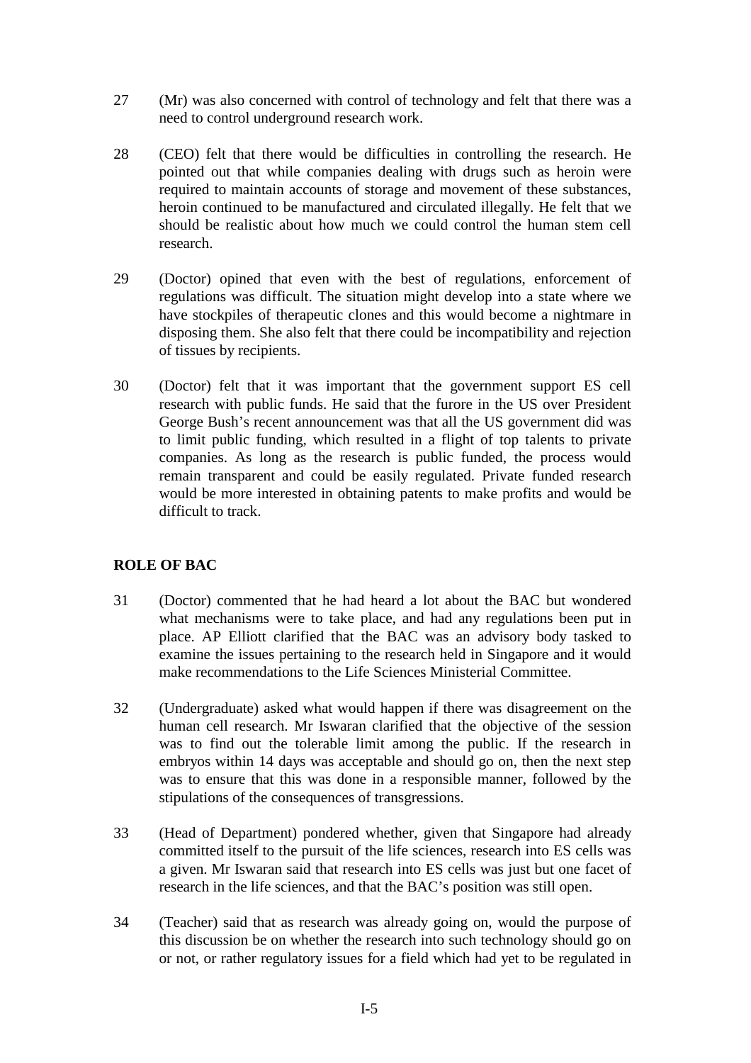27 (Mr) was also concerned with control of technology and felt that there was a need to control underground research work.

28 (CEO) felt that there would be difficulties in controlling the research. He pointed out that while companies dealing with drugs such as heroin were required to maintain accounts of storage and movement of these substances, heroin continued to be manufactured and circulated illegally. He felt that we should be realistic about how much we could control the human stem cell research.

29 (Doctor) opined that even with the best of regulations, enforcement of regulations was difficult. The situation might develop into a state where we have stockpiles of therapeutic clones and this would become a nightmare in disposing them. She also felt that there could be incompatibility and rejection of tissues by recipients.

30 (Doctor) felt that it was important that the government support ES cell research with public funds. He said that the furore in the US over President George Bush's recent announcement was that all the US government did was to limit public funding, which resulted in a flight of top talents to private companies. As long as the research is public funded, the process would remain transparent and could be easily regulated. Private funded research would be more interested in obtaining patents to make profits and would be difficult to track.

## ROLE OF BAC

31 (Doctor) commented that he had heard a lot about the BAC but wondered what mechanisms were to take place, and had any regulations been put in place. AP Elliott clarified that the BAC was an advisory body tasked to examine the issues pertaining to the research held in Singapore and it would make recommendations to the Life Sciences Ministerial Committee.

32 (Undergraduate) asked what would happen if there was disagreement on the human cell research. Mr Iswaran clarified that the objective of the session was to find out the tolerable limit among the public. If the research in embryos within 14 days was acceptable and should go on, then the next step was to ensure that this was done in a responsible manner, followed by the stipulations of the consequences of transgressions.

33 (Head of Department) pondered whether, given that Singapore had already committed itself to the pursuit of the life sciences, research into ES cells was a given. Mr Iswaran said that research into ES cells was just but one facet of research in the life sciences, and that the BAC's position was still open.

34 (Teacher) said that as research was already going on, would the purpose of this discussion be on whether the research into such technology should go on or not, or rather regulatory issues for a field which had yet to be regulated in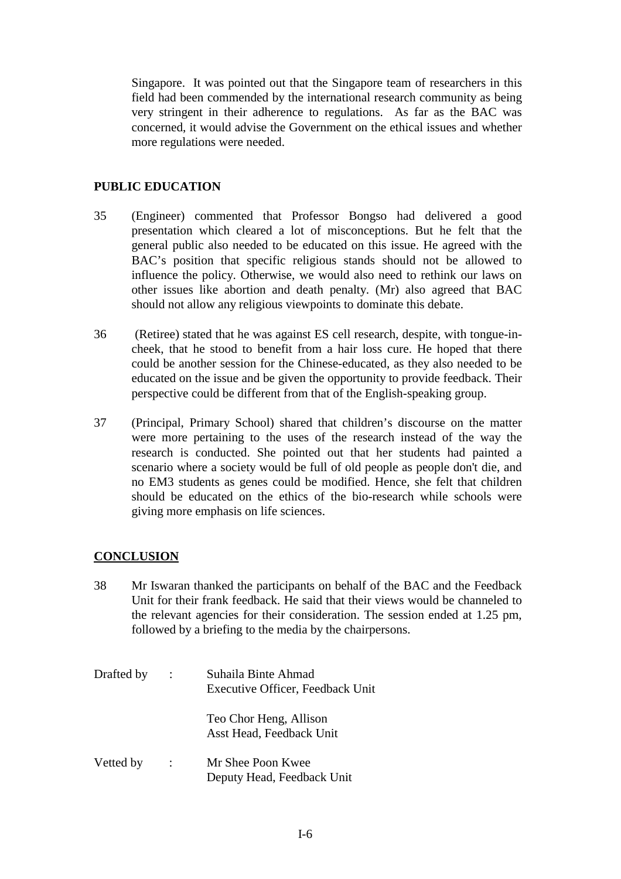Singapore. It was pointed out that the Singapore team of researchers in this field had been commended by the international research community as being very stringent in their adherence to regulations. As far as the BAC was concerned, it would advise the Government on the ethical issues and whether more regulations were needed.

## PUBLIC EDUCATION

35 (Engineer) commented that Professor Bongso had delivered a good presentation which cleared a lot of misconceptions. But he felt that the general public also needed to be educated on this issue. He agreed with the BAC's position that specific religious stands should not be allowed to influence the policy. Otherwise, we would also need to rethink our laws on other issues like abortion and death penalty. (Mr) also agreed that BAC should not allow any religious viewpoints to dominate this debate.

36 (Retiree) stated that he was against ES cell research, despite, with tongue-in-cheek, that he stood to benefit from a hair loss cure. He hoped that there could be another session for the Chinese-educated, as they also needed to be educated on the issue and be given the opportunity to provide feedback. Their perspective could be different from that of the English-speaking group.

37 (Principal, Primary School) shared that children's discourse on the matter were more pertaining to the uses of the research instead of the way the research is conducted. She pointed out that her students had painted a scenario where a society would be full of old people as people don't die, and no EM3 students as genes could be modified. Hence, she felt that children should be educated on the ethics of the bio-research while schools were giving more emphasis on life sciences.

## CONCLUSION

38 Mr Iswaran thanked the participants on behalf of the BAC and the Feedback Unit for their frank feedback. He said that their views would be channeled to the relevant agencies for their consideration. The session ended at 1.25 pm, followed by a briefing to the media by the chairpersons.

Drafted by : Suhaila Binte Ahmad
Executive Officer, Feedback Unit

Teo Chor Heng, Allison
Asst Head, Feedback Unit

Vetted by : Mr Shee Poon Kwee
Deputy Head, Feedback Unit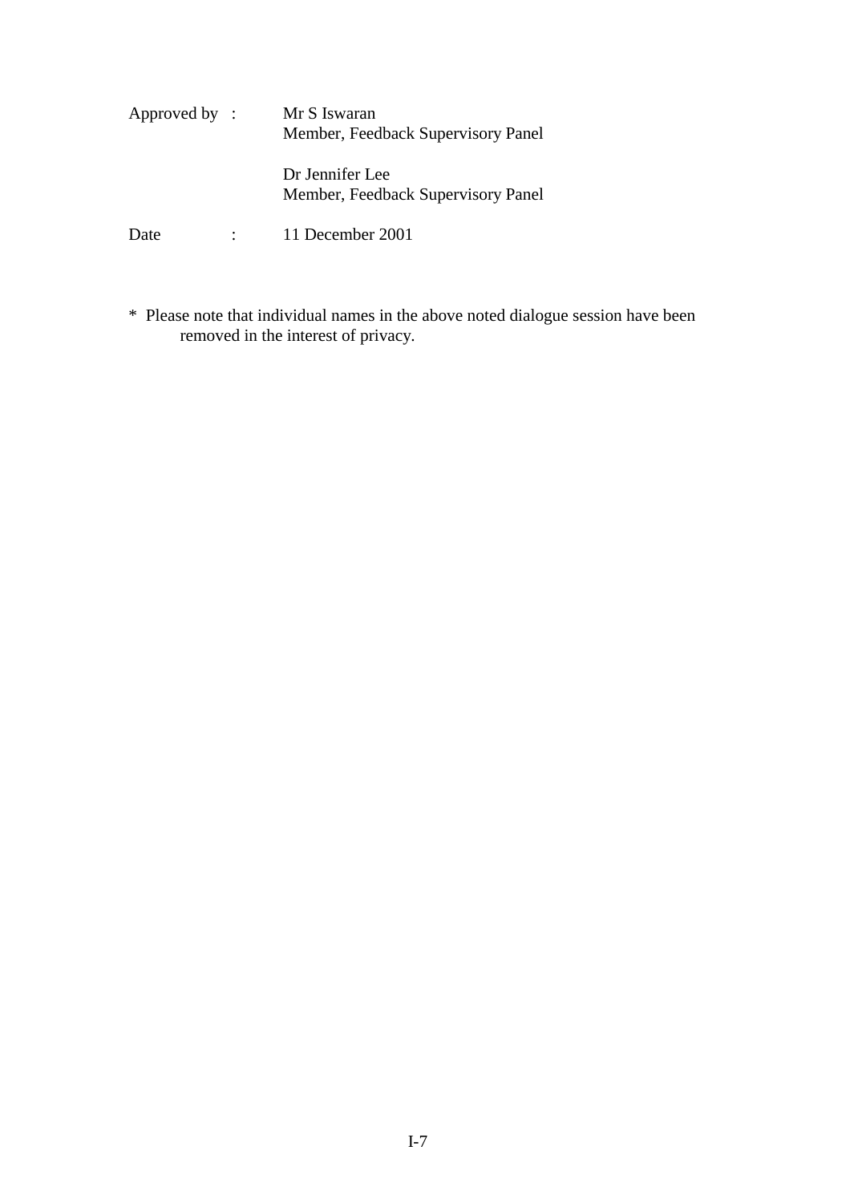Approved by : Mr S Iswaran
Member, Feedback Supervisory Panel

Dr Jennifer Lee
Member, Feedback Supervisory Panel

Date : 11 December 2001

* Please note that individual names in the above noted dialogue session have been removed in the interest of privacy.